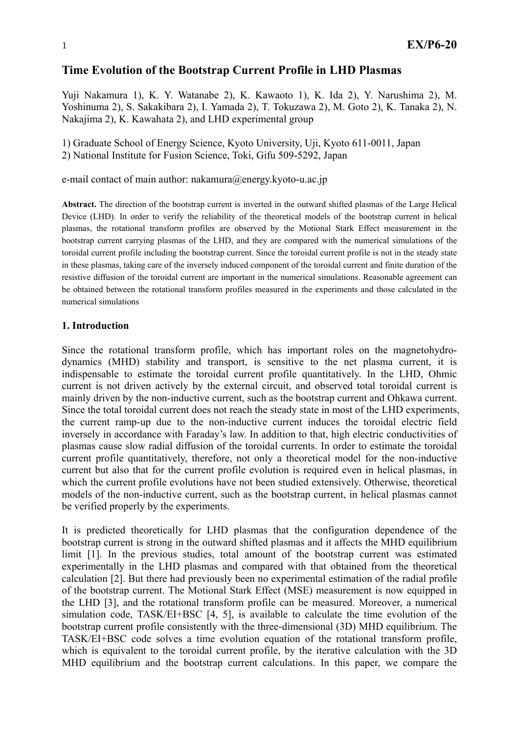# Time Evolution of the Bootstrap Current Profile in LHD Plasmas

Yuji Nakamura 1), K. Y. Watanabe 2), K. Kawaoto 1), K. Ida 2), Y. Narushima 2), M. Yoshinuma 2), S. Sakakibara 2), I. Yamada 2), T. Tokuzawa 2), M. Goto 2), K. Tanaka 2), N. Nakajima 2), K. Kawahata 2), and LHD experimental group

1) Graduate School of Energy Science, Kyoto University, Uji, Kyoto 611-0011, Japan
2) National Institute for Fusion Science, Toki, Gifu 509-5292, Japan

e-mail contact of main author: nakamura@energy.kyoto-u.ac.jp

**Abstract.** The direction of the bootstrap current is inverted in the outward shifted plasmas of the Large Helical Device (LHD). In order to verify the reliability of the theoretical models of the bootstrap current in helical plasmas, the rotational transform profiles are observed by the Motional Stark Effect measurement in the bootstrap current carrying plasmas of the LHD, and they are compared with the numerical simulations of the toroidal current profile including the bootstrap current. Since the toroidal current profile is not in the steady state in these plasmas, taking care of the inversely induced component of the toroidal current and finite duration of the resistive diffusion of the toroidal current are important in the numerical simulations. Reasonable agreement can be obtained between the rotational transform profiles measured in the experiments and those calculated in the numerical simulations

## 1. Introduction

Since the rotational transform profile, which has important roles on the magnetohydrodynamics (MHD) stability and transport, is sensitive to the net plasma current, it is indispensable to estimate the toroidal current profile quantitatively. In the LHD, Ohmic current is not driven actively by the external circuit, and observed total toroidal current is mainly driven by the non-inductive current, such as the bootstrap current and Ohkawa current. Since the total toroidal current does not reach the steady state in most of the LHD experiments, the current ramp-up due to the non-inductive current induces the toroidal electric field inversely in accordance with Faraday's law. In addition to that, high electric conductivities of plasmas cause slow radial diffusion of the toroidal currents. In order to estimate the toroidal current profile quantitatively, therefore, not only a theoretical model for the non-inductive current but also that for the current profile evolution is required even in helical plasmas, in which the current profile evolutions have not been studied extensively. Otherwise, theoretical models of the non-inductive current, such as the bootstrap current, in helical plasmas cannot be verified properly by the experiments.

It is predicted theoretically for LHD plasmas that the configuration dependence of the bootstrap current is strong in the outward shifted plasmas and it affects the MHD equilibrium limit [1]. In the previous studies, total amount of the bootstrap current was estimated experimentally in the LHD plasmas and compared with that obtained from the theoretical calculation [2]. But there had previously been no experimental estimation of the radial profile of the bootstrap current. The Motional Stark Effect (MSE) measurement is now equipped in the LHD [3], and the rotational transform profile can be measured. Moreover, a numerical simulation code, TASK/EI+BSC [4, 5], is available to calculate the time evolution of the bootstrap current profile consistently with the three-dimensional (3D) MHD equilibrium. The TASK/EI+BSC code solves a time evolution equation of the rotational transform profile, which is equivalent to the toroidal current profile, by the iterative calculation with the 3D MHD equilibrium and the bootstrap current calculations. In this paper, we compare the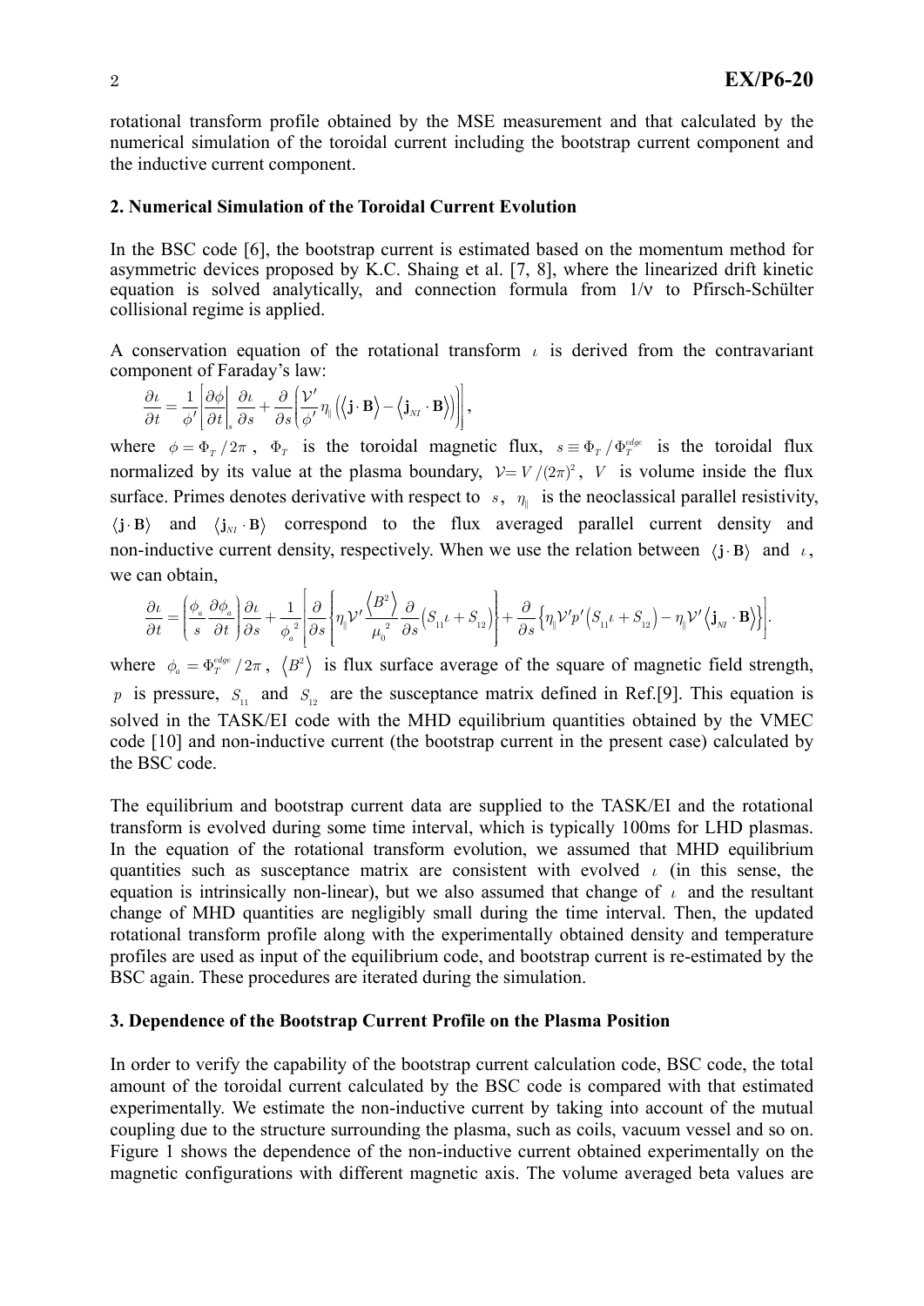rotational transform profile obtained by the MSE measurement and that calculated by the numerical simulation of the toroidal current including the bootstrap current component and the inductive current component.

## 2. Numerical Simulation of the Toroidal Current Evolution

In the BSC code [6], the bootstrap current is estimated based on the momentum method for asymmetric devices proposed by K.C. Shaing et al. [7, 8], where the linearized drift kinetic equation is solved analytically, and connection formula from 1/ν to Pfirsch-Schülter collisional regime is applied.

A conservation equation of the rotational transform $\iota$ is derived from the contravariant component of Faraday's law:

$$\frac{\partial \iota}{\partial t} = \frac{1}{\phi'}\left[\frac{\partial \phi}{\partial t}\bigg|_s \frac{\partial \iota}{\partial s} + \frac{\partial}{\partial s}\left\{\frac{\mathcal{V}'}{\phi'}\eta_{\parallel}\left(\langle \mathbf{j}\cdot\mathbf{B}\rangle - \langle \mathbf{j}_{NI}\cdot\mathbf{B}\rangle\right)\right\}\right],$$

where $\phi = \Phi_T/2\pi$, $\Phi_T$ is the toroidal magnetic flux, $s \equiv \Phi_T/\Phi_T^{edge}$ is the toroidal flux normalized by its value at the plasma boundary, $\mathcal{V} = V/(2\pi)^2$, $V$ is volume inside the flux surface. Primes denotes derivative with respect to $s$, $\eta_{\parallel}$ is the neoclassical parallel resistivity, $\langle \mathbf{j}\cdot\mathbf{B}\rangle$ and $\langle \mathbf{j}_{NI}\cdot\mathbf{B}\rangle$ correspond to the flux averaged parallel current density and non-inductive current density, respectively. When we use the relation between $\langle \mathbf{j}\cdot\mathbf{B}\rangle$ and $\iota$, we can obtain,

$$\frac{\partial \iota}{\partial t} = \left(\frac{\phi_a}{s}\frac{\partial \phi_a}{\partial t}\right)\frac{\partial \iota}{\partial s} + \frac{1}{\phi_a^{\,2}}\left[\frac{\partial}{\partial s}\left\{\eta_{\parallel}\mathcal{V}'\frac{\langle B^2\rangle}{\mu_0^{\,2}}\frac{\partial}{\partial s}\left(S_{11}\iota + S_{12}\right)\right\} + \frac{\partial}{\partial s}\left\{\eta_{\parallel}\mathcal{V}'p'\left(S_{11}\iota + S_{12}\right) - \eta_{\parallel}\mathcal{V}'\langle \mathbf{j}_{NI}\cdot\mathbf{B}\rangle\right\}\right].$$

where $\phi_a = \Phi_T^{edge}/2\pi$, $\langle B^2\rangle$ is flux surface average of the square of magnetic field strength, $p$ is pressure, $S_{11}$ and $S_{12}$ are the susceptance matrix defined in Ref.[9]. This equation is solved in the TASK/EI code with the MHD equilibrium quantities obtained by the VMEC code [10] and non-inductive current (the bootstrap current in the present case) calculated by the BSC code.

The equilibrium and bootstrap current data are supplied to the TASK/EI and the rotational transform is evolved during some time interval, which is typically 100ms for LHD plasmas. In the equation of the rotational transform evolution, we assumed that MHD equilibrium quantities such as susceptance matrix are consistent with evolved $\iota$ (in this sense, the equation is intrinsically non-linear), but we also assumed that change of $\iota$ and the resultant change of MHD quantities are negligibly small during the time interval. Then, the updated rotational transform profile along with the experimentally obtained density and temperature profiles are used as input of the equilibrium code, and bootstrap current is re-estimated by the BSC again. These procedures are iterated during the simulation.

## 3. Dependence of the Bootstrap Current Profile on the Plasma Position

In order to verify the capability of the bootstrap current calculation code, BSC code, the total amount of the toroidal current calculated by the BSC code is compared with that estimated experimentally. We estimate the non-inductive current by taking into account of the mutual coupling due to the structure surrounding the plasma, such as coils, vacuum vessel and so on. Figure 1 shows the dependence of the non-inductive current obtained experimentally on the magnetic configurations with different magnetic axis. The volume averaged beta values are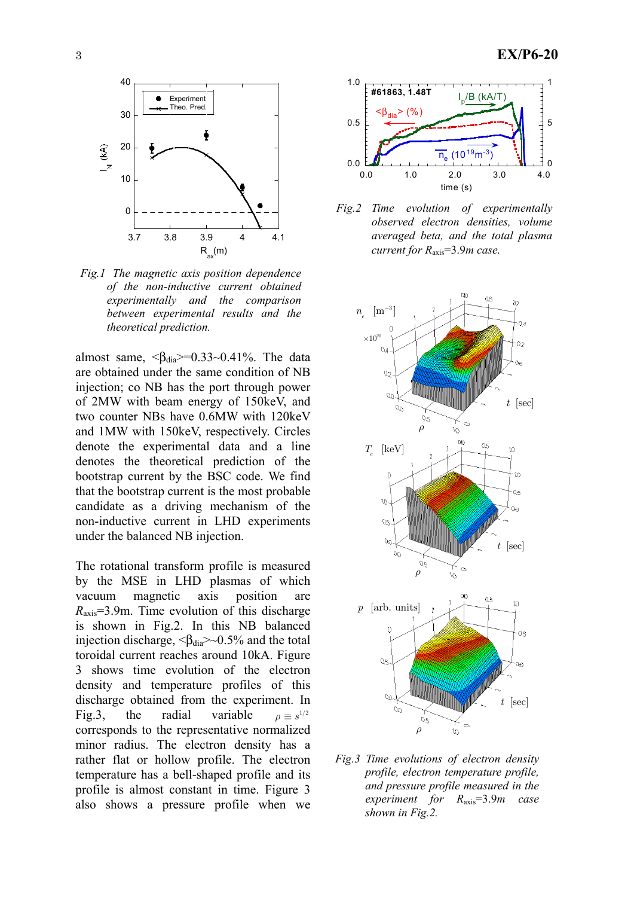*Fig.1 The magnetic axis position dependence of the non-inductive current obtained experimentally and the comparison between experimental results and the theoretical prediction.*

almost same, $<\beta_{dia}>$=0.33~0.41%. The data are obtained under the same condition of NB injection; co NB has the port through power of 2MW with beam energy of 150keV, and two counter NBs have 0.6MW with 120keV and 1MW with 150keV, respectively. Circles denote the experimental data and a line denotes the theoretical prediction of the bootstrap current by the BSC code. We find that the bootstrap current is the most probable candidate as a driving mechanism of the non-inductive current in LHD experiments under the balanced NB injection.

The rotational transform profile is measured by the MSE in LHD plasmas of which vacuum magnetic axis position are $R_{axis}$=3.9m. Time evolution of this discharge is shown in Fig.2. In this NB balanced injection discharge, $<\beta_{dia}>$~0.5% and the total toroidal current reaches around 10kA. Figure 3 shows time evolution of the electron density and temperature profiles of this discharge obtained from the experiment. In Fig.3, the radial variable $\rho \equiv s^{1/2}$ corresponds to the representative normalized minor radius. The electron density has a rather flat or hollow profile. The electron temperature has a bell-shaped profile and its profile is almost constant in time. Figure 3 also shows a pressure profile when we

*Fig.2 Time evolution of experimentally observed electron densities, volume averaged beta, and the total plasma current for $R_{axis}$=3.9m case.*

*Fig.3 Time evolutions of electron density profile, electron temperature profile, and pressure profile measured in the experiment for $R_{axis}$=3.9m case shown in Fig.2.*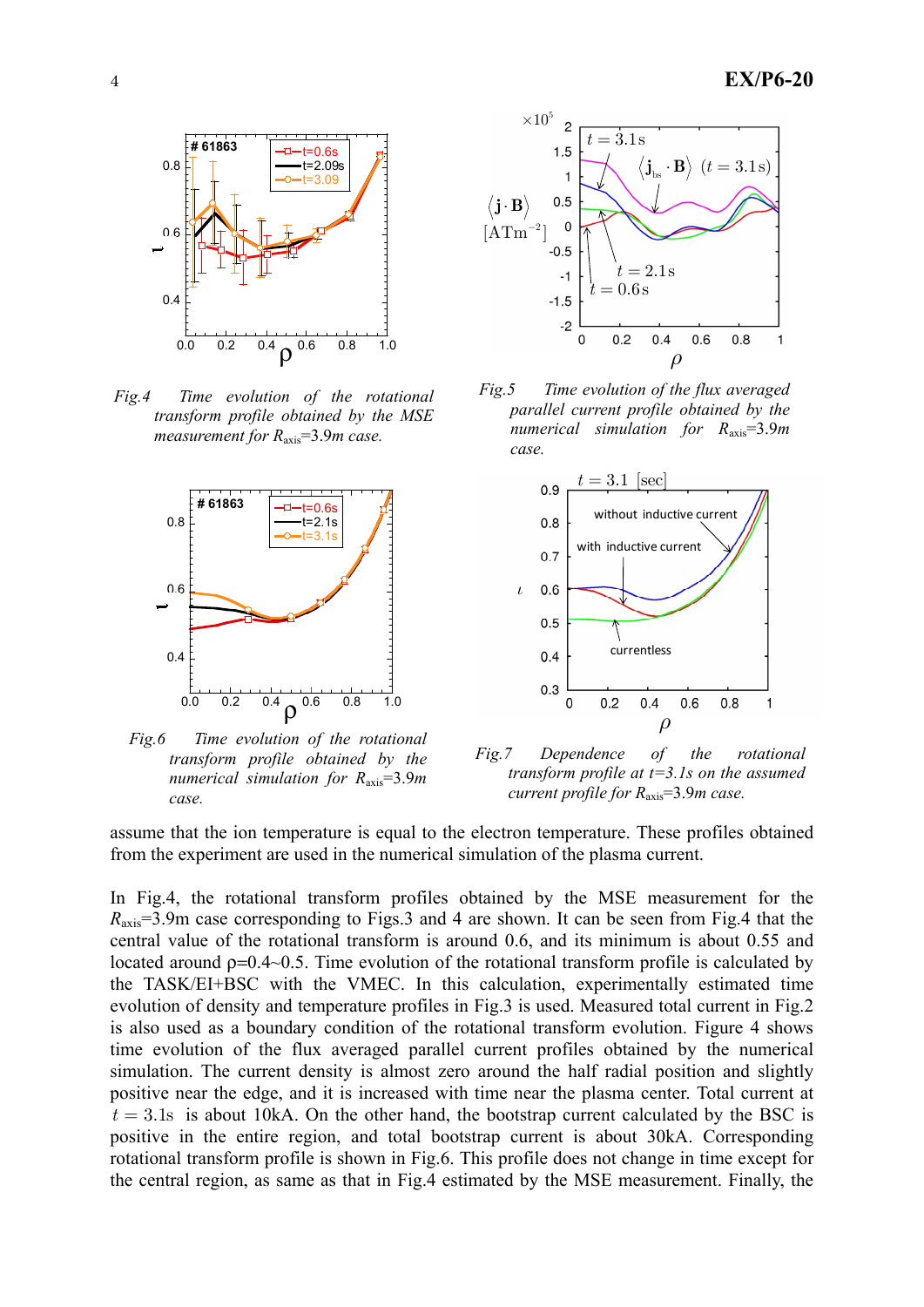*Fig.4 Time evolution of the rotational transform profile obtained by the MSE measurement for $R_{axis}$=3.9m case.*

*Fig.5 Time evolution of the flux averaged parallel current profile obtained by the numerical simulation for $R_{axis}$=3.9m case.*

*Fig.6 Time evolution of the rotational transform profile obtained by the numerical simulation for $R_{axis}$=3.9m case.*

*Fig.7 Dependence of the rotational transform profile at t=3.1s on the assumed current profile for $R_{axis}$=3.9m case.*

assume that the ion temperature is equal to the electron temperature. These profiles obtained from the experiment are used in the numerical simulation of the plasma current.

In Fig.4, the rotational transform profiles obtained by the MSE measurement for the $R_{axis}$=3.9m case corresponding to Figs.3 and 4 are shown. It can be seen from Fig.4 that the central value of the rotational transform is around 0.6, and its minimum is about 0.55 and located around ρ=0.4~0.5. Time evolution of the rotational transform profile is calculated by the TASK/EI+BSC with the VMEC. In this calculation, experimentally estimated time evolution of density and temperature profiles in Fig.3 is used. Measured total current in Fig.2 is also used as a boundary condition of the rotational transform evolution. Figure 4 shows time evolution of the flux averaged parallel current profiles obtained by the numerical simulation. The current density is almost zero around the half radial position and slightly positive near the edge, and it is increased with time near the plasma center. Total current at $t = 3.1\mathrm{s}$ is about 10kA. On the other hand, the bootstrap current calculated by the BSC is positive in the entire region, and total bootstrap current is about 30kA. Corresponding rotational transform profile is shown in Fig.6. This profile does not change in time except for the central region, as same as that in Fig.4 estimated by the MSE measurement. Finally, the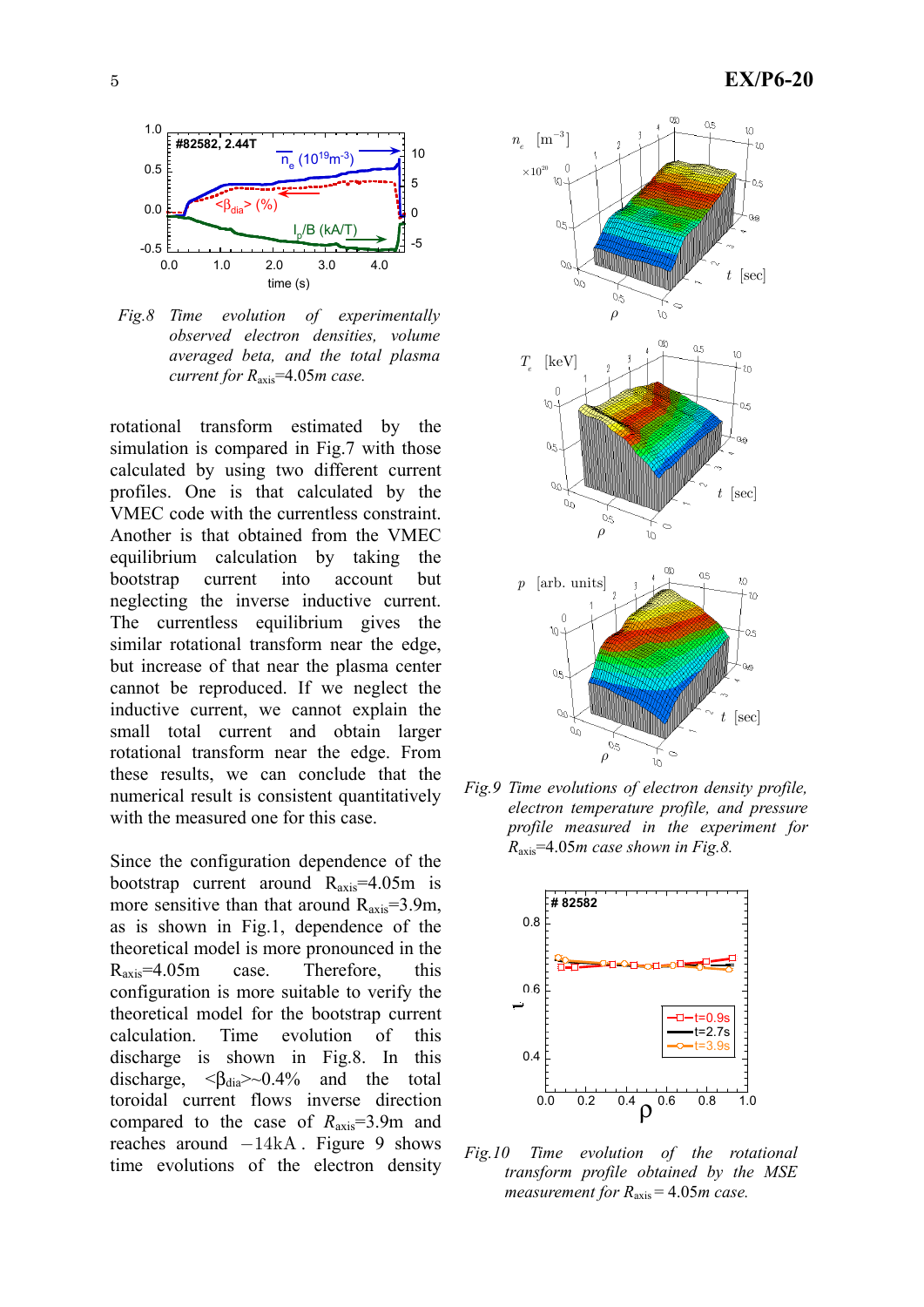*Fig.8 Time evolution of experimentally observed electron densities, volume averaged beta, and the total plasma current for $R_{axis}$=4.05m case.*

rotational transform estimated by the simulation is compared in Fig.7 with those calculated by using two different current profiles. One is that calculated by the VMEC code with the currentless constraint. Another is that obtained from the VMEC equilibrium calculation by taking the bootstrap current into account but neglecting the inverse inductive current. The currentless equilibrium gives the similar rotational transform near the edge, but increase of that near the plasma center cannot be reproduced. If we neglect the inductive current, we cannot explain the small total current and obtain larger rotational transform near the edge. From these results, we can conclude that the numerical result is consistent quantitatively with the measured one for this case.

Since the configuration dependence of the bootstrap current around $R_{axis}$=4.05m is more sensitive than that around $R_{axis}$=3.9m, as is shown in Fig.1, dependence of the theoretical model is more pronounced in the $R_{axis}$=4.05m case. Therefore, this configuration is more suitable to verify the theoretical model for the bootstrap current calculation. Time evolution of this discharge is shown in Fig.8. In this discharge, $\langle\beta_{dia}\rangle$~0.4% and the total toroidal current flows inverse direction compared to the case of $R_{axis}$=3.9m and reaches around $-14$kA. Figure 9 shows time evolutions of the electron density

*Fig.9 Time evolutions of electron density profile, electron temperature profile, and pressure profile measured in the experiment for $R_{axis}$=4.05m case shown in Fig.8.*

*Fig.10 Time evolution of the rotational transform profile obtained by the MSE measurement for $R_{axis}$ = 4.05m case.*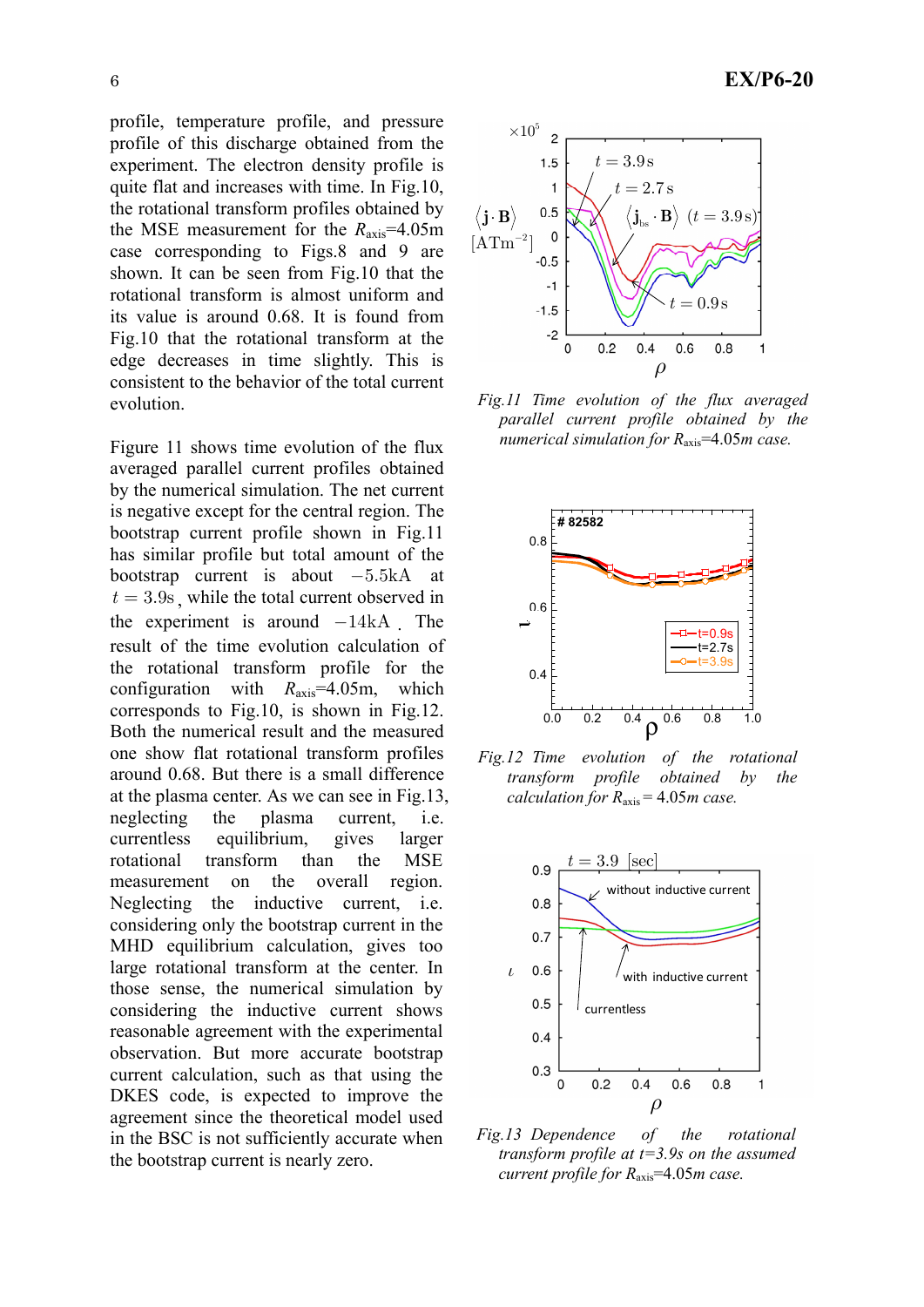profile, temperature profile, and pressure profile of this discharge obtained from the experiment. The electron density profile is quite flat and increases with time. In Fig.10, the rotational transform profiles obtained by the MSE measurement for the $R_{axis}$=4.05m case corresponding to Figs.8 and 9 are shown. It can be seen from Fig.10 that the rotational transform is almost uniform and its value is around 0.68. It is found from Fig.10 that the rotational transform at the edge decreases in time slightly. This is consistent to the behavior of the total current evolution.

Figure 11 shows time evolution of the flux averaged parallel current profiles obtained by the numerical simulation. The net current is negative except for the central region. The bootstrap current profile shown in Fig.11 has similar profile but total amount of the bootstrap current is about $-5.5\text{kA}$ at $t = 3.9\text{s}$, while the total current observed in the experiment is around $-14\text{kA}$. The result of the time evolution calculation of the rotational transform profile for the configuration with $R_{axis}$=4.05m, which corresponds to Fig.10, is shown in Fig.12. Both the numerical result and the measured one show flat rotational transform profiles around 0.68. But there is a small difference at the plasma center. As we can see in Fig.13, neglecting the plasma current, i.e. currentless equilibrium, gives larger rotational transform than the MSE measurement on the overall region. Neglecting the inductive current, i.e. considering only the bootstrap current in the MHD equilibrium calculation, gives too large rotational transform at the center. In those sense, the numerical simulation by considering the inductive current shows reasonable agreement with the experimental observation. But more accurate bootstrap current calculation, such as that using the DKES code, is expected to improve the agreement since the theoretical model used in the BSC is not sufficiently accurate when the bootstrap current is nearly zero.

*Fig.11 Time evolution of the flux averaged parallel current profile obtained by the numerical simulation for $R_{axis}$=4.05m case.*

*Fig.12 Time evolution of the rotational transform profile obtained by the calculation for $R_{axis}$ = 4.05m case.*

*Fig.13 Dependence of the rotational transform profile at t=3.9s on the assumed current profile for $R_{axis}$=4.05m case.*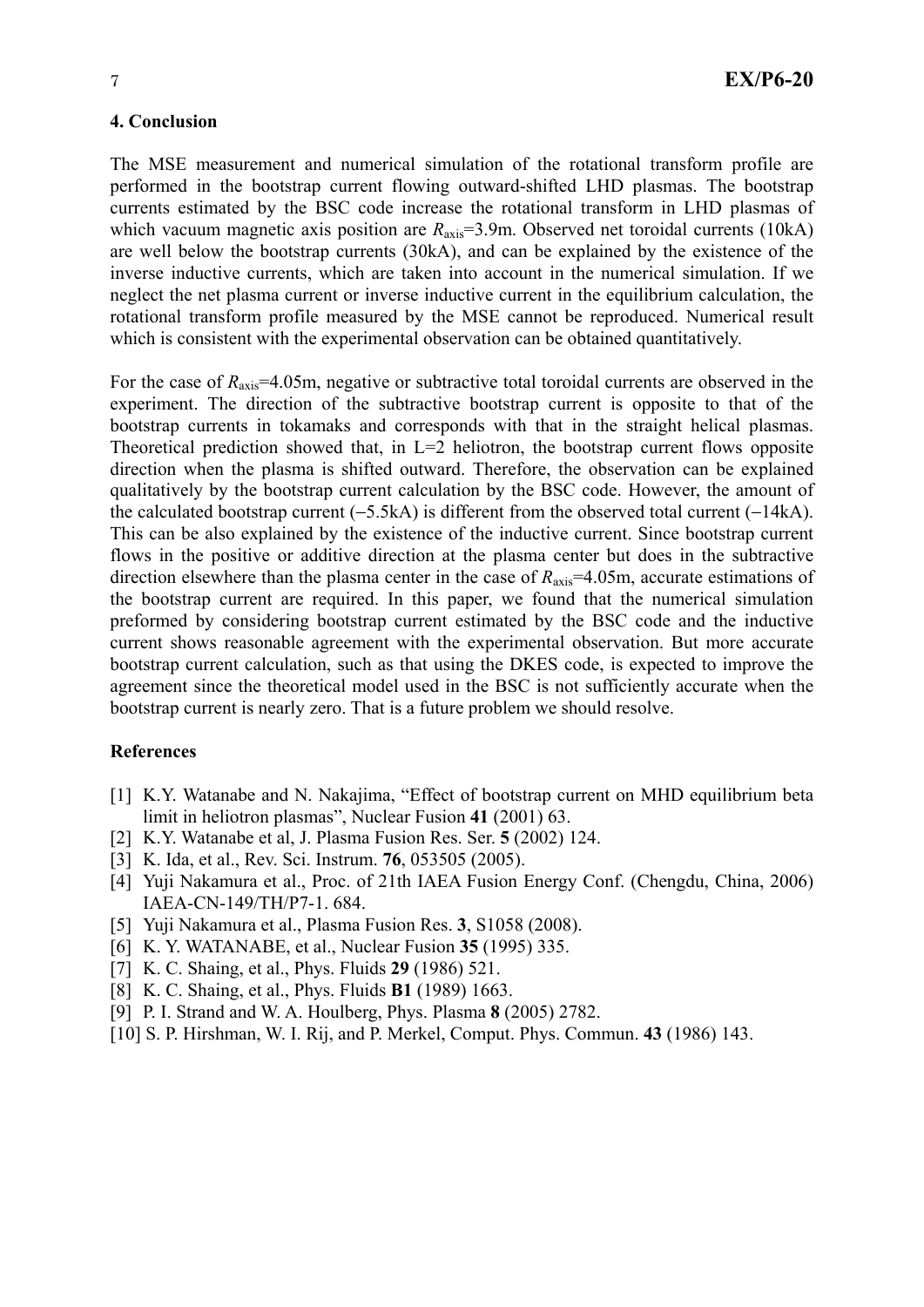## 4. Conclusion

The MSE measurement and numerical simulation of the rotational transform profile are performed in the bootstrap current flowing outward-shifted LHD plasmas. The bootstrap currents estimated by the BSC code increase the rotational transform in LHD plasmas of which vacuum magnetic axis position are $R_{axis}$=3.9m. Observed net toroidal currents (10kA) are well below the bootstrap currents (30kA), and can be explained by the existence of the inverse inductive currents, which are taken into account in the numerical simulation. If we neglect the net plasma current or inverse inductive current in the equilibrium calculation, the rotational transform profile measured by the MSE cannot be reproduced. Numerical result which is consistent with the experimental observation can be obtained quantitatively.

For the case of $R_{axis}$=4.05m, negative or subtractive total toroidal currents are observed in the experiment. The direction of the subtractive bootstrap current is opposite to that of the bootstrap currents in tokamaks and corresponds with that in the straight helical plasmas. Theoretical prediction showed that, in L=2 heliotron, the bootstrap current flows opposite direction when the plasma is shifted outward. Therefore, the observation can be explained qualitatively by the bootstrap current calculation by the BSC code. However, the amount of the calculated bootstrap current (−5.5kA) is different from the observed total current (−14kA). This can be also explained by the existence of the inductive current. Since bootstrap current flows in the positive or additive direction at the plasma center but does in the subtractive direction elsewhere than the plasma center in the case of $R_{axis}$=4.05m, accurate estimations of the bootstrap current are required. In this paper, we found that the numerical simulation preformed by considering bootstrap current estimated by the BSC code and the inductive current shows reasonable agreement with the experimental observation. But more accurate bootstrap current calculation, such as that using the DKES code, is expected to improve the agreement since the theoretical model used in the BSC is not sufficiently accurate when the bootstrap current is nearly zero. That is a future problem we should resolve.

## References

[1] K.Y. Watanabe and N. Nakajima, "Effect of bootstrap current on MHD equilibrium beta limit in heliotron plasmas", Nuclear Fusion **41** (2001) 63.

[2] K.Y. Watanabe et al, J. Plasma Fusion Res. Ser. **5** (2002) 124.

[3] K. Ida, et al., Rev. Sci. Instrum. **76**, 053505 (2005).

[4] Yuji Nakamura et al., Proc. of 21th IAEA Fusion Energy Conf. (Chengdu, China, 2006) IAEA-CN-149/TH/P7-1. 684.

[5] Yuji Nakamura et al., Plasma Fusion Res. **3**, S1058 (2008).

[6] K. Y. WATANABE, et al., Nuclear Fusion **35** (1995) 335.

[7] K. C. Shaing, et al., Phys. Fluids **29** (1986) 521.

[8] K. C. Shaing, et al., Phys. Fluids **B1** (1989) 1663.

[9] P. I. Strand and W. A. Houlberg, Phys. Plasma **8** (2005) 2782.

[10] S. P. Hirshman, W. I. Rij, and P. Merkel, Comput. Phys. Commun. **43** (1986) 143.